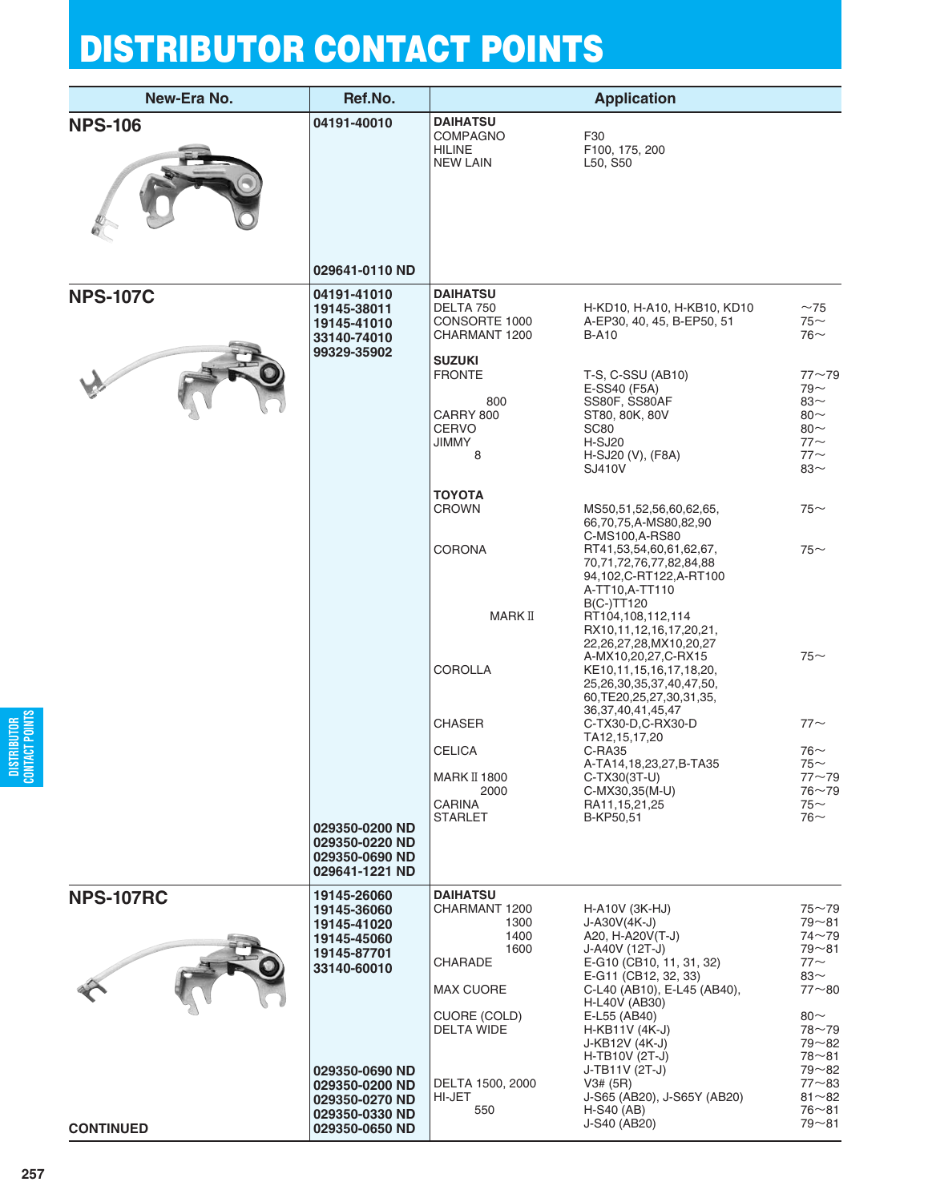# DISTRIBUTOR CONTACT POINTS

| New-Era No. | Ref.No. | Application | | |
|---|---|---|---|---|
| **NPS-106** | **04191-40010** | **DAIHATSU** | | |
| | | COMPAGNO | F30 | |
| | | HILINE | F100, 175, 200 | |
| | | NEW LAIN | L50, S50 | |
| | **029641-0110 ND** | | | |
| **NPS-107C** | **04191-41010** | **DAIHATSU** | | |
| | **19145-38011** | DELTA 750 | H-KD10, H-A10, H-KB10, KD10 | ~75 |
| | **19145-41010** | CONSORTE 1000 | A-EP30, 40, 45, B-EP50, 51 | 75~ |
| | **33140-74010** | CHARMANT 1200 | B-A10 | 76~ |
| | **99329-35902** | **SUZUKI** | | |
| | | FRONTE | T-S, C-SSU (AB10) | 77~79 |
| | | | E-SS40 (F5A) | 79~ |
| | | 800 | SS80F, SS80AF | 83~ |
| | | CARRY 800 | ST80, 80K, 80V | 80~ |
| | | CERVO | SC80 | 80~ |
| | | JIMMY | H-SJ20 | 77~ |
| | | 8 | H-SJ20 (V), (F8A) | 77~ |
| | | | SJ410V | 83~ |
| | | **TOYOTA** | | |
| | | CROWN | MS50,51,52,56,60,62,65, 66,70,75,A-MS80,82,90 C-MS100,A-RS80 | 75~ |
| | | CORONA | RT41,53,54,60,61,62,67, 70,71,72,76,77,82,84,88 94,102,C-RT122,A-RT100 A-TT10,A-TT110 B(C-)TT120 | 75~ |
| | | MARK II | RT104,108,112,114 RX10,11,12,16,17,20,21, 22,26,27,28,MX10,20,27 A-MX10,20,27,C-RX15 | 75~ |
| | | COROLLA | KE10,11,15,16,17,18,20, 25,26,30,35,37,40,47,50, 60,TE20,25,27,30,31,35, 36,37,40,41,45,47 | |
| | | CHASER | C-TX30-D,C-RX30-D TA12,15,17,20 | 77~ |
| | | CELICA | C-RA35 | 76~ |
| | | | A-TA14,18,23,27,B-TA35 | 75~ |
| | | MARK II 1800 | C-TX30(3T-U) | 77~79 |
| | | 2000 | C-MX30,35(M-U) | 76~79 |
| | | CARINA | RA11,15,21,25 | 75~ |
| | **029350-0200 ND** | STARLET | B-KP50,51 | 76~ |
| | **029350-0220 ND** | | | |
| | **029350-0690 ND** | | | |
| | **029641-1221 ND** | | | |
| **NPS-107RC** | **19145-26060** | **DAIHATSU** | | |
| | **19145-36060** | CHARMANT 1200 | H-A10V (3K-HJ) | 75~79 |
| | **19145-41020** | 1300 | J-A30V(4K-J) | 79~81 |
| | **19145-45060** | 1400 | A20, H-A20V(T-J) | 74~79 |
| | **19145-87701** | 1600 | J-A40V (12T-J) | 79~81 |
| | **33140-60010** | CHARADE | E-G10 (CB10, 11, 31, 32) | 77~ |
| | | | E-G11 (CB12, 32, 33) | 83~ |
| | | MAX CUORE | C-L40 (AB10), E-L45 (AB40), H-L40V (AB30) | 77~80 |
| | | CUORE (COLD) | E-L55 (AB40) | 80~ |
| | | DELTA WIDE | H-KB11V (4K-J) | 78~79 |
| | | | J-KB12V (4K-J) | 79~82 |
| | | | H-TB10V (2T-J) | 78~81 |
| | **029350-0690 ND** | | J-TB11V (2T-J) | 79~82 |
| | **029350-0200 ND** | DELTA 1500, 2000 | V3# (5R) | 77~83 |
| | **029350-0270 ND** | HI-JET | J-S65 (AB20), J-S65Y (AB20) | 81~82 |
| | **029350-0330 ND** | 550 | H-S40 (AB) | 76~81 |
| **CONTINUED** | **029350-0650 ND** | | J-S40 (AB20) | 79~81 |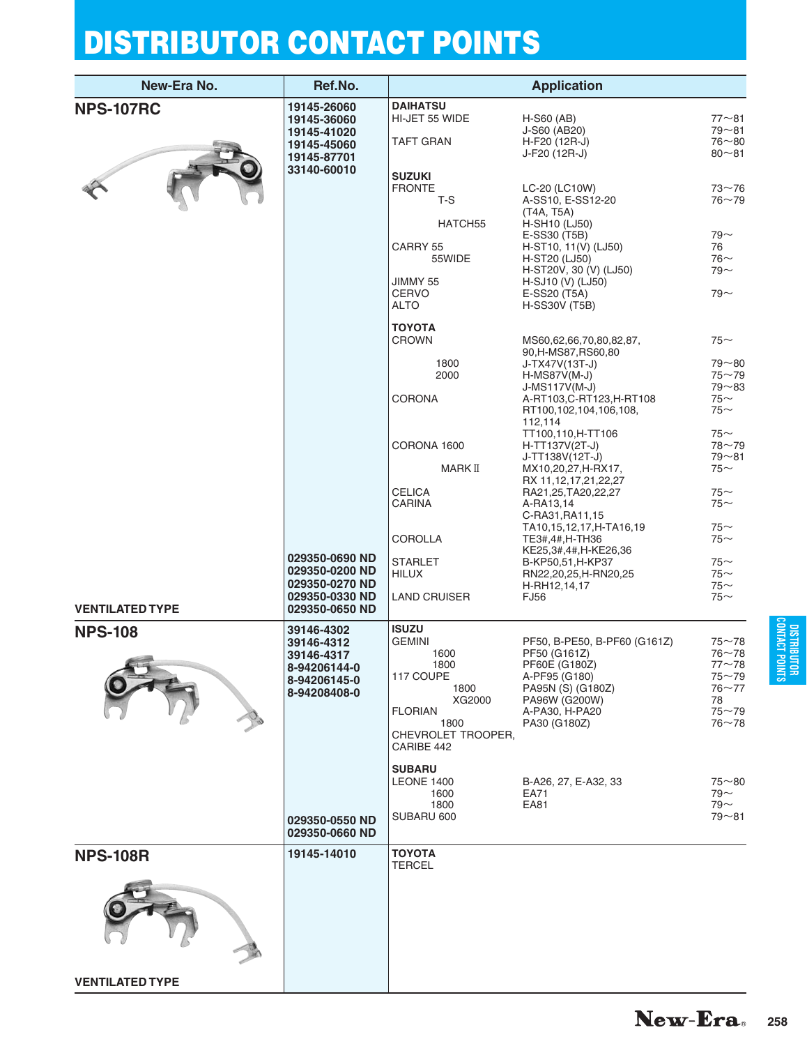# DISTRIBUTOR CONTACT POINTS

| New-Era No. | Ref.No. | Application | | |
|---|---|---|---|---|
| **NPS-107RC** | **19145-26060** | **DAIHATSU** | | |
| | **19145-36060** | HI-JET 55 WIDE | H-S60 (AB) | 77~81 |
| | **19145-41020** | | J-S60 (AB20) | 79~81 |
| | **19145-45060** | TAFT GRAN | H-F20 (12R-J) | 76~80 |
| | **19145-87701** | | J-F20 (12R-J) | 80~81 |
| | **33140-60010** | | | |
| | | **SUZUKI** | | |
| | | FRONTE | LC-20 (LC10W) | 73~76 |
| | | T-S | A-SS10, E-SS12-20 (T4A, T5A) | 76~79 |
| | | HATCH55 | H-SH10 (LJ50) | |
| | | | E-SS30 (T5B) | 79~ |
| | | CARRY 55 | H-ST10, 11(V) (LJ50) | 76 |
| | | 55WIDE | H-ST20 (LJ50) | 76~ |
| | | | H-ST20V, 30 (V) (LJ50) | 79~ |
| | | JIMMY 55 | H-SJ10 (V) (LJ50) | |
| | | CERVO | E-SS20 (T5A) | 79~ |
| | | ALTO | H-SS30V (T5B) | |
| | | **TOYOTA** | | |
| | | CROWN | MS60,62,66,70,80,82,87, 90,H-MS87,RS60,80 | 75~ |
| | | 1800 | J-TX47V(13T-J) | 79~80 |
| | | 2000 | H-MS87V(M-J) | 75~79 |
| | | | J-MS117V(M-J) | 79~83 |
| | | CORONA | A-RT103,C-RT123,H-RT108 | 75~ |
| | | | RT100,102,104,106,108, 112,114 | 75~ |
| | | | TT100,110,H-TT106 | 75~ |
| | | CORONA 1600 | H-TT137V(2T-J) | 78~79 |
| | | | J-TT138V(12T-J) | 79~81 |
| | | MARK II | MX10,20,27,H-RX17, RX 11,12,17,21,22,27 | 75~ |
| | | CELICA | RA21,25,TA20,22,27 | 75~ |
| | | CARINA | A-RA13,14 | 75~ |
| | | | C-RA31,RA11,15 | |
| | | | TA10,15,12,17,H-TA16,19 | 75~ |
| | | COROLLA | TE3#,4#,H-TH36 | 75~ |
| | | | KE25,3#,4#,H-KE26,36 | |
| | **029350-0690 ND** | STARLET | B-KP50,51,H-KP37 | 75~ |
| | **029350-0200 ND** | HILUX | RN22,20,25,H-RN20,25 | 75~ |
| | **029350-0270 ND** | | H-RH12,14,17 | 75~ |
| | **029350-0330 ND** | LAND CRUISER | FJ56 | 75~ |
| **VENTILATED TYPE** | **029350-0650 ND** | | | |
| **NPS-108** | **39146-4302** | **ISUZU** | | |
| | **39146-4312** | GEMINI | PF50, B-PE50, B-PF60 (G161Z) | 75~78 |
| | **39146-4317** | 1600 | PF50 (G161Z) | 76~78 |
| | **8-94206144-0** | 1800 | PF60E (G180Z) | 77~78 |
| | **8-94206145-0** | 117 COUPE | A-PF95 (G180) | 75~79 |
| | **8-94208408-0** | 1800 | PA95N (S) (G180Z) | 76~77 |
| | | XG2000 | PA96W (G200W) | 78 |
| | | FLORIAN | A-PA30, H-PA20 | 75~79 |
| | | 1800 | PA30 (G180Z) | 76~78 |
| | | CHEVROLET TROOPER, CARIBE 442 | | |
| | | **SUBARU** | | |
| | | LEONE 1400 | B-A26, 27, E-A32, 33 | 75~80 |
| | | 1600 | EA71 | 79~ |
| | | 1800 | EA81 | 79~ |
| | **029350-0550 ND** | SUBARU 600 | | 79~81 |
| | **029350-0660 ND** | | | |
| **NPS-108R** | **19145-14010** | **TOYOTA** | | |
| | | TERCEL | | |
| **VENTILATED TYPE** | | | | |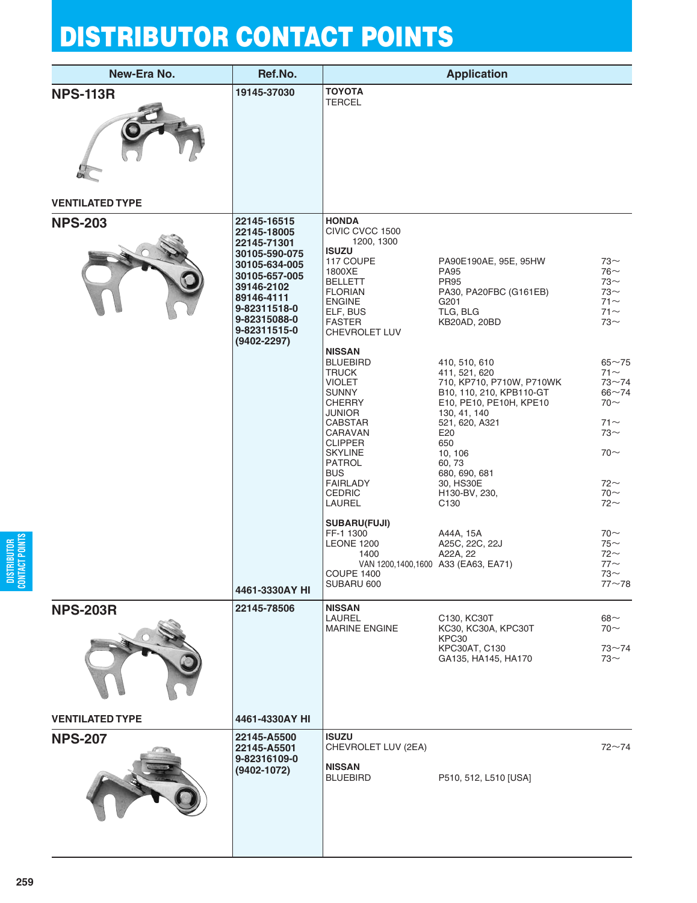# DISTRIBUTOR CONTACT POINTS

| New-Era No. | Ref.No. | Application | | |
|---|---|---|---|---|
| **NPS-113R** | **19145-37030** | **TOYOTA** | | |
| | | TERCEL | | |
| VENTILATED TYPE | | | | |
| **NPS-203** | **22145-16515** | **HONDA** | | |
| | **22145-18005** | CIVIC CVCC 1500 | | |
| | **22145-71301** | 1200, 1300 | | |
| | **30105-590-075** | **ISUZU** | | |
| | **30105-634-005** | 117 COUPE | PA90E190AE, 95E, 95HW | 73〜 |
| | **30105-657-005** | 1800XE | PA95 | 76〜 |
| | **39146-2102** | BELLETT | PR95 | 73〜 |
| | **89146-4111** | FLORIAN | PA30, PA20FBC (G161EB) | 73〜 |
| | **9-82311518-0** | ENGINE | G201 | 71〜 |
| | **9-82315088-0** | ELF, BUS | TLG, BLG | 71〜 |
| | **9-82311515-0** | FASTER | KB20AD, 20BD | 73〜 |
| | **(9402-2297)** | CHEVROLET LUV | | |
| | | **NISSAN** | | |
| | | BLUEBIRD | 410, 510, 610 | 65〜75 |
| | | TRUCK | 411, 521, 620 | 71〜 |
| | | VIOLET | 710, KP710, P710W, P710WK | 73〜74 |
| | | SUNNY | B10, 110, 210, KPB110-GT | 66〜74 |
| | | CHERRY | E10, PE10, PE10H, KPE10 | 70〜 |
| | | JUNIOR | 130, 41, 140 | |
| | | CABSTAR | 521, 620, A321 | 71〜 |
| | | CARAVAN | E20 | 73〜 |
| | | CLIPPER | 650 | |
| | | SKYLINE | 10, 106 | 70〜 |
| | | PATROL | 60, 73 | |
| | | BUS | 680, 690, 681 | |
| | | FAIRLADY | 30, HS30E | 72〜 |
| | | CEDRIC | H130-BV, 230, | 70〜 |
| | | LAUREL | C130 | 72〜 |
| | | **SUBARU(FUJI)** | | |
| | | FF-1 1300 | A44A, 15A | 70〜 |
| | | LEONE 1200 | A25C, 22C, 22J | 75〜 |
| | | 1400 | A22A, 22 | 72〜 |
| | | VAN 1200,1400,1600 | A33 (EA63, EA71) | 77〜 |
| | | COUPE 1400 | | 73〜 |
| | **4461-3330AY HI** | SUBARU 600 | | 77〜78 |
| **NPS-203R** | **22145-78506** | **NISSAN** | | |
| | | LAUREL | C130, KC30T | 68〜 |
| | | MARINE ENGINE | KC30, KC30A, KPC30T | 70〜 |
| | | | KPC30 | |
| | | | KPC30AT, C130 | 73〜74 |
| | | | GA135, HA145, HA170 | 73〜 |
| VENTILATED TYPE | **4461-4330AY HI** | | | |
| **NPS-207** | **22145-A5500** | **ISUZU** | | |
| | **22145-A5501** | CHEVROLET LUV (2EA) | | 72〜74 |
| | **9-82316109-0** | | | |
| | **(9402-1072)** | **NISSAN** | | |
| | | BLUEBIRD | P510, 512, L510 [USA] | |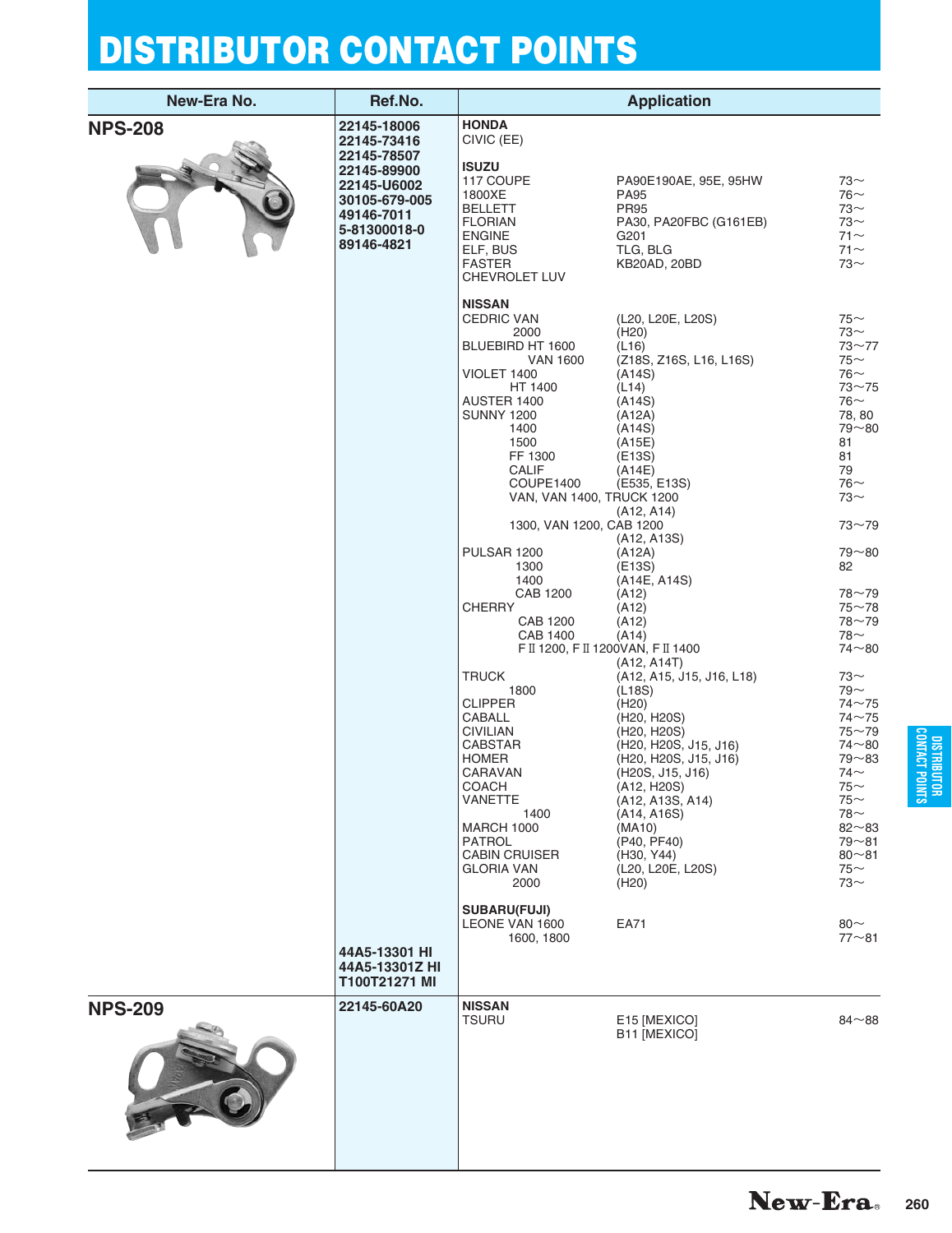# DISTRIBUTOR CONTACT POINTS

| New-Era No. | Ref.No. | Application | | |
|---|---|---|---|---|
| **NPS-208** | **22145-18006**<br>**22145-73416**<br>**22145-78507**<br>**22145-89900**<br>**22145-U6002**<br>**30105-679-005**<br>**49146-7011**<br>**5-81300018-0**<br>**89146-4821** | **HONDA** | | |
| | | CIVIC (EE) | | |
| | | **ISUZU** | | |
| | | 117 COUPE | PA90E190AE, 95E, 95HW | 73～ |
| | | 1800XE | PA95 | 76～ |
| | | BELLETT | PR95 | 73～ |
| | | FLORIAN | PA30, PA20FBC (G161EB) | 73～ |
| | | ENGINE | G201 | 71～ |
| | | ELF, BUS | TLG, BLG | 71～ |
| | | FASTER | KB20AD, 20BD | 73～ |
| | | CHEVROLET LUV | | |
| | | **NISSAN** | | |
| | | CEDRIC VAN | (L20, L20E, L20S) | 75～ |
| | | 2000 | (H20) | 73～ |
| | | BLUEBIRD HT 1600 | (L16) | 73～77 |
| | | VAN 1600 | (Z18S, Z16S, L16, L16S) | 75～ |
| | | VIOLET 1400 | (A14S) | 76～ |
| | | HT 1400 | (L14) | 73～75 |
| | | AUSTER 1400 | (A14S) | 76～ |
| | | SUNNY 1200 | (A12A) | 78, 80 |
| | | 1400 | (A14S) | 79～80 |
| | | 1500 | (A15E) | 81 |
| | | FF 1300 | (E13S) | 81 |
| | | CALIF | (A14E) | 79 |
| | | COUPE1400 | (E535, E13S) | 76～ |
| | | VAN, VAN 1400, TRUCK 1200 | (A12, A14) | 73～ |
| | | 1300, VAN 1200, CAB 1200 | (A12, A13S) | 73～79 |
| | | PULSAR 1200 | (A12A) | 79～80 |
| | | 1300 | (E13S) | 82 |
| | | 1400 | (A14E, A14S) | |
| | | CAB 1200 | (A12) | 78～79 |
| | | CHERRY | (A12) | 75～78 |
| | | CAB 1200 | (A12) | 78～79 |
| | | CAB 1400 | (A14) | 78～ |
| | | F II 1200, F II 1200VAN, F II 1400 | (A12, A14T) | 74～80 |
| | | TRUCK | (A12, A15, J15, J16, L18) | 73～ |
| | | 1800 | (L18S) | 79～ |
| | | CLIPPER | (H20) | 74～75 |
| | | CABALL | (H20, H20S) | 74～75 |
| | | CIVILIAN | (H20, H20S) | 75～79 |
| | | CABSTAR | (H20, H20S, J15, J16) | 74～80 |
| | | HOMER | (H20, H20S, J15, J16) | 79～83 |
| | | CARAVAN | (H20S, J15, J16) | 74～ |
| | | COACH | (A12, H20S) | 75～ |
| | | VANETTE | (A12, A13S, A14) | 75～ |
| | | 1400 | (A14, A16S) | 78～ |
| | | MARCH 1000 | (MA10) | 82～83 |
| | | PATROL | (P40, PF40) | 79～81 |
| | | CABIN CRUISER | (H30, Y44) | 80～81 |
| | | GLORIA VAN | (L20, L20E, L20S) | 75～ |
| | | 2000 | (H20) | 73～ |
| | | **SUBARU(FUJI)** | | |
| | | LEONE VAN 1600 | EA71 | 80～ |
| | | 1600, 1800 | | 77～81 |
| | **44A5-13301 HI**<br>**44A5-13301Z HI**<br>**T100T21271 MI** | | | |
| **NPS-209** | **22145-60A20** | **NISSAN** | | |
| | | TSURU | E15 [MEXICO]<br>B11 [MEXICO] | 84～88 |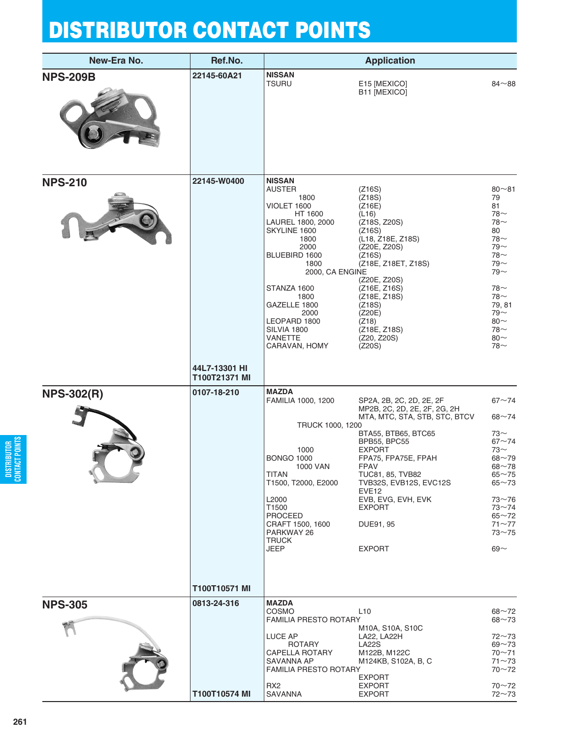# DISTRIBUTOR CONTACT POINTS

| New-Era No. | Ref.No. | Application | | |
|---|---|---|---|---|
| **NPS-209B** | **22145-60A21** | **NISSAN** | | |
| | | TSURU | E15 [MEXICO] | 84～88 |
| | | | B11 [MEXICO] | |
| **NPS-210** | **22145-W0400** | **NISSAN** | | |
| | | AUSTER | (Z16S) | 80～81 |
| | | 1800 | (Z18S) | 79 |
| | | VIOLET 1600 | (Z16E) | 81 |
| | | HT 1600 | (L16) | 78～ |
| | | LAUREL 1800, 2000 | (Z18S, Z20S) | 78～ |
| | | SKYLINE 1600 | (Z16S) | 80 |
| | | 1800 | (L18, Z18E, Z18S) | 78～ |
| | | 2000 | (Z20E, Z20S) | 79～ |
| | | BLUEBIRD 1600 | (Z16S) | 78～ |
| | | 1800 | (Z18E, Z18ET, Z18S) | 79～ |
| | | 2000, CA ENGINE | | 79～ |
| | | | (Z20E, Z20S) | |
| | | STANZA 1600 | (Z16E, Z16S) | 78～ |
| | | 1800 | (Z18E, Z18S) | 78～ |
| | | GAZELLE 1800 | (Z18S) | 79, 81 |
| | | 2000 | (Z20E) | 79～ |
| | | LEOPARD 1800 | (Z18) | 80～ |
| | | SILVIA 1800 | (Z18E, Z18S) | 78～ |
| | | VANETTE | (Z20, Z20S) | 80～ |
| | | CARAVAN, HOMY | (Z20S) | 78～ |
| | **44L7-13301 HI** | | | |
| | **T100T21371 MI** | | | |
| **NPS-302(R)** | **0107-18-210** | **MAZDA** | | |
| | | FAMILIA 1000, 1200 | SP2A, 2B, 2C, 2D, 2E, 2F | 67～74 |
| | | | MP2B, 2C, 2D, 2E, 2F, 2G, 2H | |
| | | | MTA, MTC, STA, STB, STC, BTCV | 68～74 |
| | | TRUCK 1000, 1200 | | |
| | | | BTA55, BTB65, BTC65 | 73～ |
| | | | BPB55, BPC55 | 67～74 |
| | | 1000 | EXPORT | 73～ |
| | | BONGO 1000 | FPA75, FPA75E, FPAH | 68～79 |
| | | 1000 VAN | FPAV | 68～78 |
| | | TITAN | TUC81, 85, TVB82 | 65～75 |
| | | T1500, T2000, E2000 | TVB32S, EVB12S, EVC12S | 65～73 |
| | | | EVE12 | |
| | | L2000 | EVB, EVG, EVH, EVK | 73～76 |
| | | T1500 | EXPORT | 73～74 |
| | | PROCEED | | 65～72 |
| | | CRAFT 1500, 1600 | DUE91, 95 | 71～77 |
| | | PARKWAY 26 | | 73～75 |
| | | TRUCK | | |
| | | JEEP | EXPORT | 69～ |
| | **T100T10571 MI** | | | |
| **NPS-305** | **0813-24-316** | **MAZDA** | | |
| | | COSMO | L10 | 68～72 |
| | | FAMILIA PRESTO ROTARY | | 68～73 |
| | | | M10A, S10A, S10C | |
| | | LUCE AP | LA22, LA22H | 72～73 |
| | | ROTARY | LA22S | 69～73 |
| | | CAPELLA ROTARY | M122B, M122C | 70～71 |
| | | SAVANNA AP | M124KB, S102A, B, C | 71～73 |
| | | FAMILIA PRESTO ROTARY | | 70～72 |
| | | | EXPORT | |
| | | RX2 | EXPORT | 70～72 |
| | **T100T10574 MI** | SAVANNA | EXPORT | 72～73 |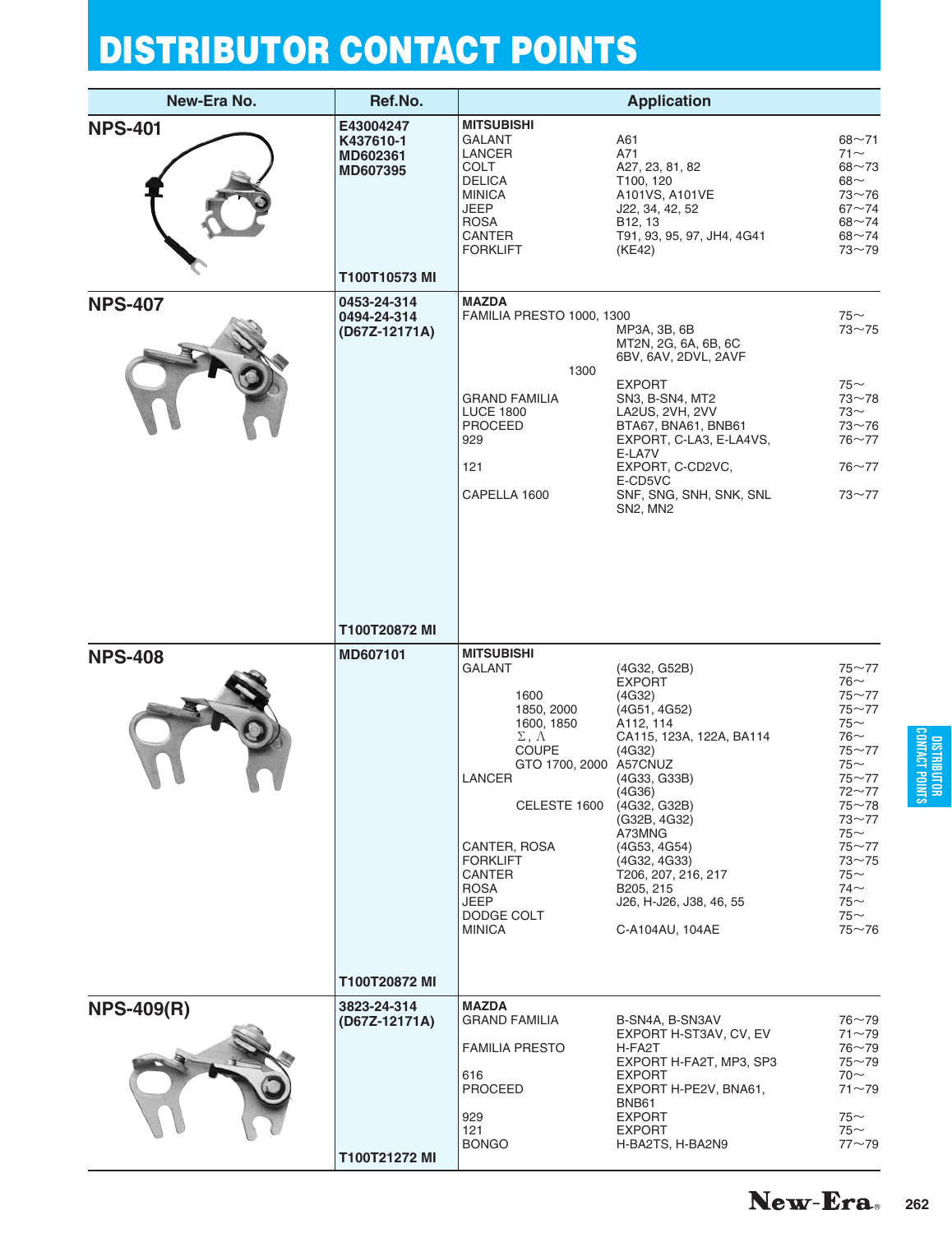# DISTRIBUTOR CONTACT POINTS

| New-Era No. | Ref.No. | Application | | |
|---|---|---|---|---|
| **NPS-401** | **E43004247** | **MITSUBISHI** | | |
| | **K437610-1** | GALANT | A61 | 68~71 |
| | **MD602361** | LANCER | A71 | 71~ |
| | **MD607395** | COLT | A27, 23, 81, 82 | 68~73 |
| | | DELICA | T100, 120 | 68~ |
| | | MINICA | A101VS, A101VE | 73~76 |
| | | JEEP | J22, 34, 42, 52 | 67~74 |
| | | ROSA | B12, 13 | 68~74 |
| | | CANTER | T91, 93, 95, 97, JH4, 4G41 | 68~74 |
| | | FORKLIFT | (KE42) | 73~79 |
| | **T100T10573 MI** | | | |
| **NPS-407** | **0453-24-314** | **MAZDA** | | |
| | **0494-24-314** | FAMILIA PRESTO 1000, 1300 | | 75~ |
| | **(D67Z-12171A)** | | MP3A, 3B, 6B | 73~75 |
| | | | MT2N, 2G, 6A, 6B, 6C | |
| | | | 6BV, 6AV, 2DVL, 2AVF | |
| | | 1300 | | |
| | | | EXPORT | 75~ |
| | | GRAND FAMILIA | SN3, B-SN4, MT2 | 73~78 |
| | | LUCE 1800 | LA2US, 2VH, 2VV | 73~ |
| | | PROCEED | BTA67, BNA61, BNB61 | 73~76 |
| | | 929 | EXPORT, C-LA3, E-LA4VS, E-LA7V | 76~77 |
| | | 121 | EXPORT, C-CD2VC, E-CD5VC | 76~77 |
| | | CAPELLA 1600 | SNF, SNG, SNH, SNK, SNL SN2, MN2 | 73~77 |
| | **T100T20872 MI** | | | |
| **NPS-408** | **MD607101** | **MITSUBISHI** | | |
| | | GALANT | (4G32, G52B) | 75~77 |
| | | | EXPORT | 76~ |
| | | 1600 | (4G32) | 75~77 |
| | | 1850, 2000 | (4G51, 4G52) | 75~77 |
| | | 1600, 1850 | A112, 114 | 75~ |
| | | Σ, Λ | CA115, 123A, 122A, BA114 | 76~ |
| | | COUPE | (4G32) | 75~77 |
| | | GTO 1700, 2000 | A57CNUZ | 75~ |
| | | LANCER | (4G33, G33B) | 75~77 |
| | | | (4G36) | 72~77 |
| | | CELESTE 1600 | (4G32, G32B) | 75~78 |
| | | | (G32B, 4G32) | 73~77 |
| | | | A73MNG | 75~ |
| | | CANTER, ROSA | (4G53, 4G54) | 75~77 |
| | | FORKLIFT | (4G32, 4G33) | 73~75 |
| | | CANTER | T206, 207, 216, 217 | 75~ |
| | | ROSA | B205, 215 | 74~ |
| | | JEEP | J26, H-J26, J38, 46, 55 | 75~ |
| | | DODGE COLT | | 75~ |
| | | MINICA | C-A104AU, 104AE | 75~76 |
| | **T100T20872 MI** | | | |
| **NPS-409(R)** | **3823-24-314** | **MAZDA** | | |
| | **(D67Z-12171A)** | GRAND FAMILIA | B-SN4A, B-SN3AV | 76~79 |
| | | | EXPORT H-ST3AV, CV, EV | 71~79 |
| | | FAMILIA PRESTO | H-FA2T | 76~79 |
| | | | EXPORT H-FA2T, MP3, SP3 | 75~79 |
| | | 616 | EXPORT | 70~ |
| | | PROCEED | EXPORT H-PE2V, BNA61, BNB61 | 71~79 |
| | | 929 | EXPORT | 75~ |
| | | 121 | EXPORT | 75~ |
| | | BONGO | H-BA2TS, H-BA2N9 | 77~79 |
| | **T100T21272 MI** | | | |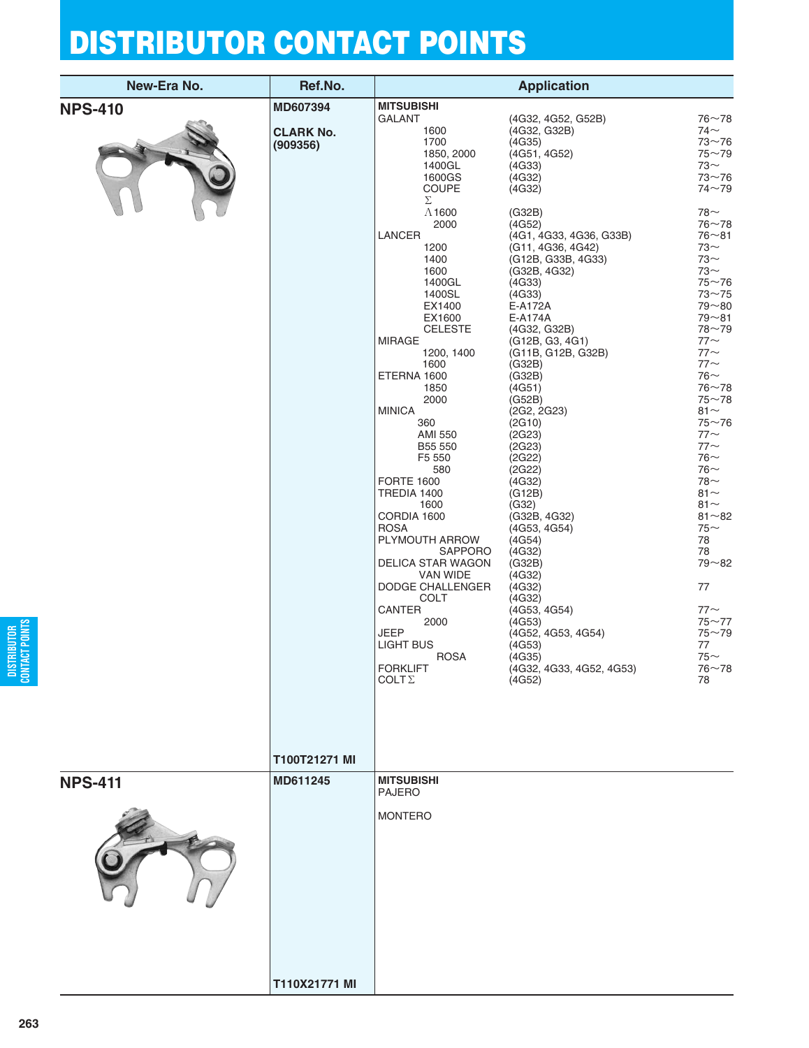# DISTRIBUTOR CONTACT POINTS

| New-Era No. | Ref.No. | Application | | |
|---|---|---|---|---|
| **NPS-410** | MD607394 | **MITSUBISHI** | | |
| | | GALANT | (4G32, 4G52, G52B) | 76~78 |
| | **CLARK No. (909356)** | 1600 | (4G32, G32B) | 74~ |
| | | 1700 | (4G35) | 73~76 |
| | | 1850, 2000 | (4G51, 4G52) | 75~79 |
| | | 1400GL | (4G33) | 73~ |
| | | 1600GS | (4G32) | 73~76 |
| | | COUPE | (4G32) | 74~79 |
| | | Σ | | |
| | | Λ1600 | (G32B) | 78~ |
| | | 2000 | (4G52) | 76~78 |
| | | LANCER | (4G1, 4G33, 4G36, G33B) | 76~81 |
| | | 1200 | (G11, 4G36, 4G42) | 73~ |
| | | 1400 | (G12B, G33B, 4G33) | 73~ |
| | | 1600 | (G32B, 4G32) | 73~ |
| | | 1400GL | (4G33) | 75~76 |
| | | 1400SL | (4G33) | 73~75 |
| | | EX1400 | E-A172A | 79~80 |
| | | EX1600 | E-A174A | 79~81 |
| | | CELESTE | (4G32, G32B) | 78~79 |
| | | MIRAGE | (G12B, G3, 4G1) | 77~ |
| | | 1200, 1400 | (G11B, G12B, G32B) | 77~ |
| | | 1600 | (G32B) | 77~ |
| | | ETERNA 1600 | (G32B) | 76~ |
| | | 1850 | (4G51) | 76~78 |
| | | 2000 | (G52B) | 75~78 |
| | | MINICA | (2G2, 2G23) | 81~ |
| | | 360 | (2G10) | 75~76 |
| | | AMI 550 | (2G23) | 77~ |
| | | B55 550 | (2G23) | 77~ |
| | | F5 550 | (2G22) | 76~ |
| | | 580 | (2G22) | 76~ |
| | | FORTE 1600 | (4G32) | 78~ |
| | | TREDIA 1400 | (G12B) | 81~ |
| | | 1600 | (G32) | 81~ |
| | | CORDIA 1600 | (G32B, 4G32) | 81~82 |
| | | ROSA | (4G53, 4G54) | 75~ |
| | | PLYMOUTH ARROW | (4G54) | 78 |
| | | SAPPORO | (4G32) | 78 |
| | | DELICA STAR WAGON | (G32B) | 79~82 |
| | | VAN WIDE | (4G32) | |
| | | DODGE CHALLENGER | (4G32) | 77 |
| | | COLT | (4G32) | |
| | | CANTER | (4G53, 4G54) | 77~ |
| | | 2000 | (4G53) | 75~77 |
| | | JEEP | (4G52, 4G53, 4G54) | 75~79 |
| | | LIGHT BUS | (4G53) | 77 |
| | | ROSA | (4G35) | 75~ |
| | | FORKLIFT | (4G32, 4G33, 4G52, 4G53) | 76~78 |
| | | COLT Σ | (4G52) | 78 |
| | T100T21271 MI | | | |
| **NPS-411** | MD611245 | **MITSUBISHI** | | |
| | | PAJERO | | |
| | | MONTERO | | |
| | T110X21771 MI | | | |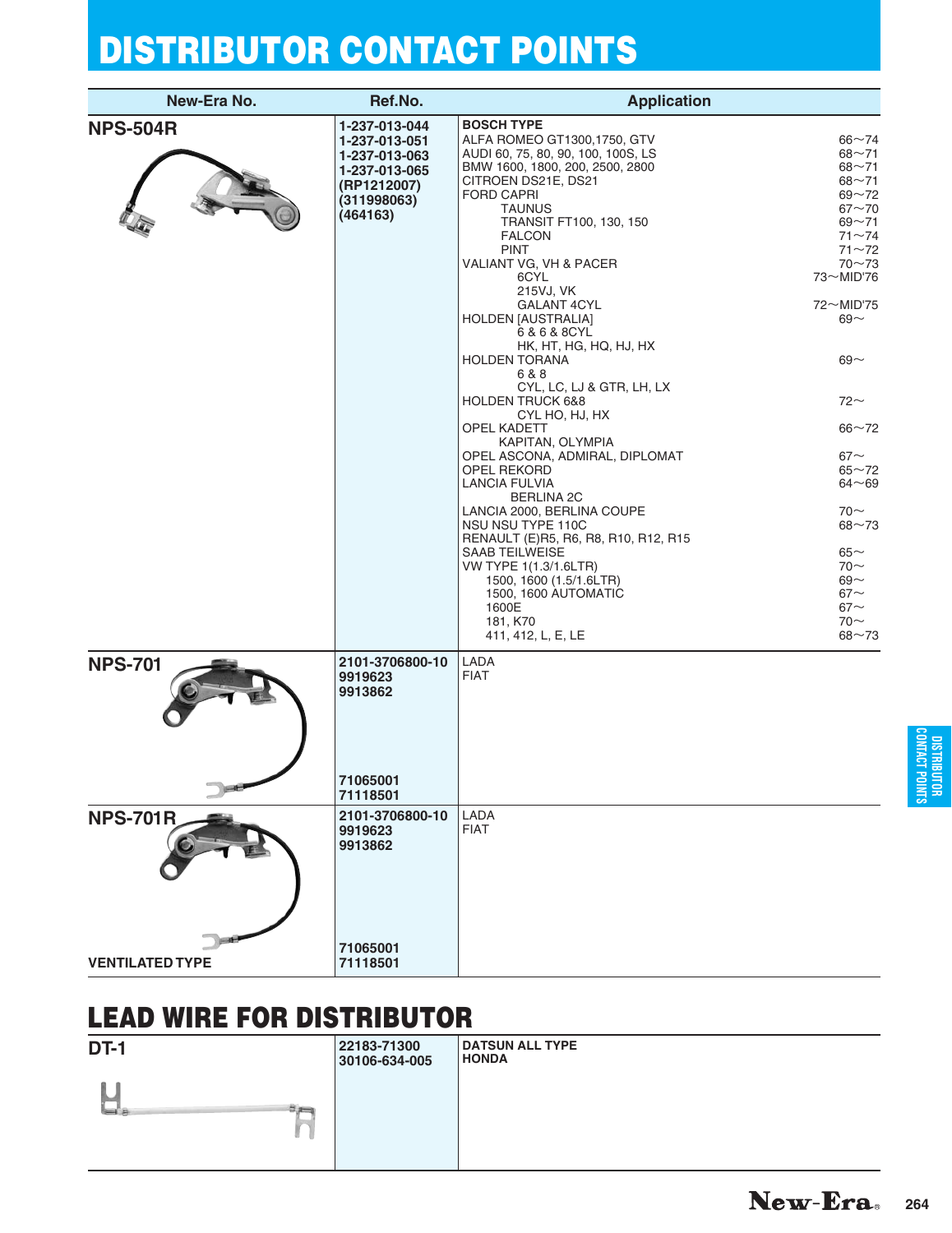# DISTRIBUTOR CONTACT POINTS

| New-Era No. | Ref.No. | Application | |
|---|---|---|---|
| **NPS-504R** | **1-237-013-044**<br>**1-237-013-051**<br>**1-237-013-063**<br>**1-237-013-065**<br>**(RP1212007)**<br>**(311998063)**<br>**(464163)** | **BOSCH TYPE** | |
| | | ALFA ROMEO GT1300,1750, GTV | 66～74 |
| | | AUDI 60, 75, 80, 90, 100, 100S, LS | 68～71 |
| | | BMW 1600, 1800, 200, 2500, 2800 | 68～71 |
| | | CITROEN DS21E, DS21 | 68～71 |
| | | FORD CAPRI | 69～72 |
| | | TAUNUS | 67～70 |
| | | TRANSIT FT100, 130, 150 | 69～71 |
| | | FALCON | 71～74 |
| | | PINT | 71～72 |
| | | VALIANT VG, VH & PACER | 70～73 |
| | | 6CYL | 73～MID'76 |
| | | 215VJ, VK | |
| | | GALANT 4CYL | 72～MID'75 |
| | | HOLDEN [AUSTRALIA] | 69～ |
| | | 6 & 6 & 8CYL | |
| | | HK, HT, HG, HQ, HJ, HX | |
| | | HOLDEN TORANA | 69～ |
| | | 6 & 8 | |
| | | CYL, LC, LJ & GTR, LH, LX | |
| | | HOLDEN TRUCK 6&8 | 72～ |
| | | CYL HO, HJ, HX | |
| | | OPEL KADETT | 66～72 |
| | | KAPITAN, OLYMPIA | |
| | | OPEL ASCONA, ADMIRAL, DIPLOMAT | 67～ |
| | | OPEL REKORD | 65～72 |
| | | LANCIA FULVIA | 64～69 |
| | | BERLINA 2C | |
| | | LANCIA 2000, BERLINA COUPE | 70～ |
| | | NSU NSU TYPE 110C | 68～73 |
| | | RENAULT (E)R5, R6, R8, R10, R12, R15 | |
| | | SAAB TEILWEISE | 65～ |
| | | VW TYPE 1(1.3/1.6LTR) | 70～ |
| | | 1500, 1600 (1.5/1.6LTR) | 69～ |
| | | 1500, 1600 AUTOMATIC | 67～ |
| | | 1600E | 67～ |
| | | 181, K70 | 70～ |
| | | 411, 412, L, E, LE | 68～73 |
| **NPS-701** | **2101-3706800-10**<br>**9919623**<br>**9913862**<br>**71065001**<br>**71118501** | LADA<br>FIAT | |
| **NPS-701R**<br>**VENTILATED TYPE** | **2101-3706800-10**<br>**9919623**<br>**9913862**<br>**71065001**<br>**71118501** | LADA<br>FIAT | |

# LEAD WIRE FOR DISTRIBUTOR

| | | |
|---|---|---|
| **DT-1** | **22183-71300**<br>**30106-634-005** | **DATSUN ALL TYPE**<br>**HONDA** |